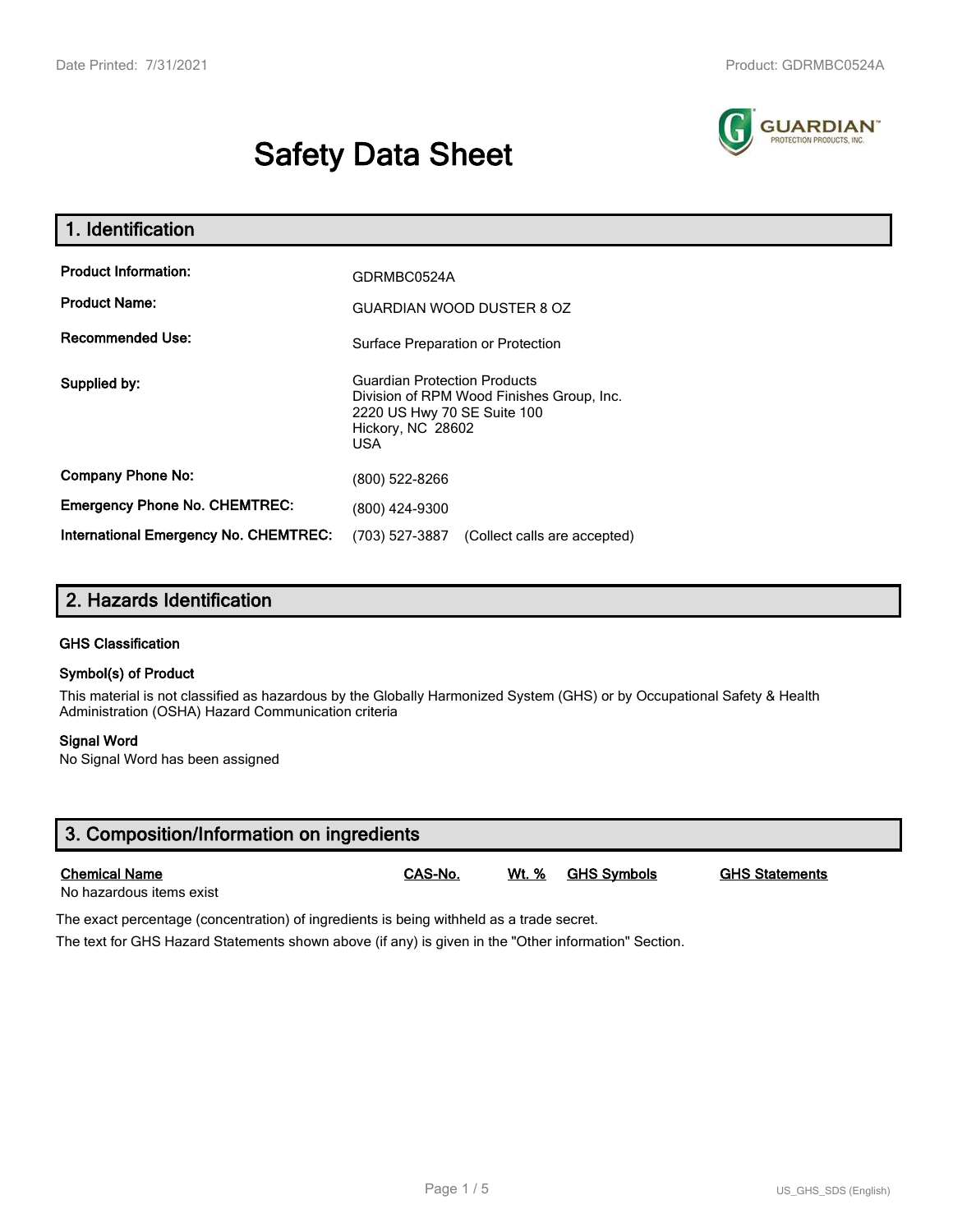# Safety Data Sheet

## 1. Identification

| | |
|---|---|
| **Product Information:** | GDRMBC0524A |
| **Product Name:** | GUARDIAN WOOD DUSTER 8 OZ |
| **Recommended Use:** | Surface Preparation or Protection |
| **Supplied by:** | Guardian Protection Products<br>Division of RPM Wood Finishes Group, Inc.<br>2220 US Hwy 70 SE Suite 100<br>Hickory, NC 28602<br>USA |
| **Company Phone No:** | (800) 522-8266 |
| **Emergency Phone No. CHEMTREC:** | (800) 424-9300 |
| **International Emergency No. CHEMTREC:** | (703) 527-3887 (Collect calls are accepted) |

## 2. Hazards Identification

### GHS Classification

### Symbol(s) of Product

This material is not classified as hazardous by the Globally Harmonized System (GHS) or by Occupational Safety & Health Administration (OSHA) Hazard Communication criteria

### Signal Word

No Signal Word has been assigned

## 3. Composition/Information on ingredients

| Chemical Name | CAS-No. | Wt. % | GHS Symbols | GHS Statements |
|---|---|---|---|---|
| No hazardous items exist | | | | |

The exact percentage (concentration) of ingredients is being withheld as a trade secret.

The text for GHS Hazard Statements shown above (if any) is given in the "Other information" Section.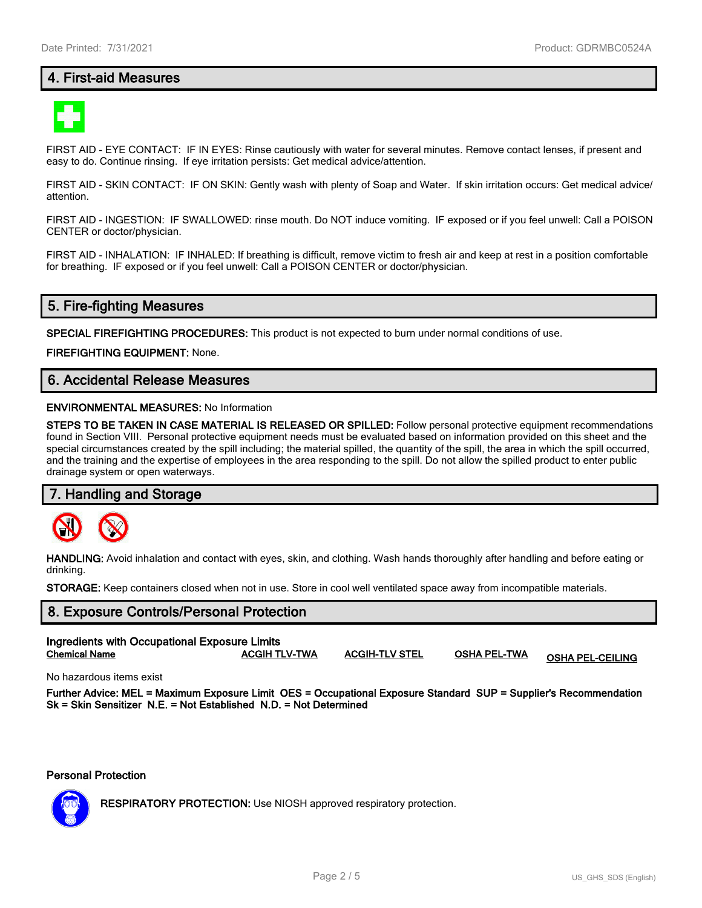## 4. First-aid Measures

FIRST AID - EYE CONTACT: IF IN EYES: Rinse cautiously with water for several minutes. Remove contact lenses, if present and easy to do. Continue rinsing. If eye irritation persists: Get medical advice/attention.

FIRST AID - SKIN CONTACT: IF ON SKIN: Gently wash with plenty of Soap and Water. If skin irritation occurs: Get medical advice/attention.

FIRST AID - INGESTION: IF SWALLOWED: rinse mouth. Do NOT induce vomiting. IF exposed or if you feel unwell: Call a POISON CENTER or doctor/physician.

FIRST AID - INHALATION: IF INHALED: If breathing is difficult, remove victim to fresh air and keep at rest in a position comfortable for breathing. IF exposed or if you feel unwell: Call a POISON CENTER or doctor/physician.

## 5. Fire-fighting Measures

**SPECIAL FIREFIGHTING PROCEDURES:** This product is not expected to burn under normal conditions of use.

**FIREFIGHTING EQUIPMENT:** None.

## 6. Accidental Release Measures

**ENVIRONMENTAL MEASURES:** No Information

**STEPS TO BE TAKEN IN CASE MATERIAL IS RELEASED OR SPILLED:** Follow personal protective equipment recommendations found in Section VIII. Personal protective equipment needs must be evaluated based on information provided on this sheet and the special circumstances created by the spill including; the material spilled, the quantity of the spill, the area in which the spill occurred, and the training and the expertise of employees in the area responding to the spill. Do not allow the spilled product to enter public drainage system or open waterways.

## 7. Handling and Storage

**HANDLING:** Avoid inhalation and contact with eyes, skin, and clothing. Wash hands thoroughly after handling and before eating or drinking.

**STORAGE:** Keep containers closed when not in use. Store in cool well ventilated space away from incompatible materials.

## 8. Exposure Controls/Personal Protection

**Ingredients with Occupational Exposure Limits**

| Chemical Name | ACGIH TLV-TWA | ACGIH-TLV STEL | OSHA PEL-TWA | OSHA PEL-CEILING |
|---|---|---|---|---|

No hazardous items exist

**Further Advice: MEL = Maximum Exposure Limit OES = Occupational Exposure Standard SUP = Supplier's Recommendation Sk = Skin Sensitizer N.E. = Not Established N.D. = Not Determined**

**Personal Protection**

**RESPIRATORY PROTECTION:** Use NIOSH approved respiratory protection.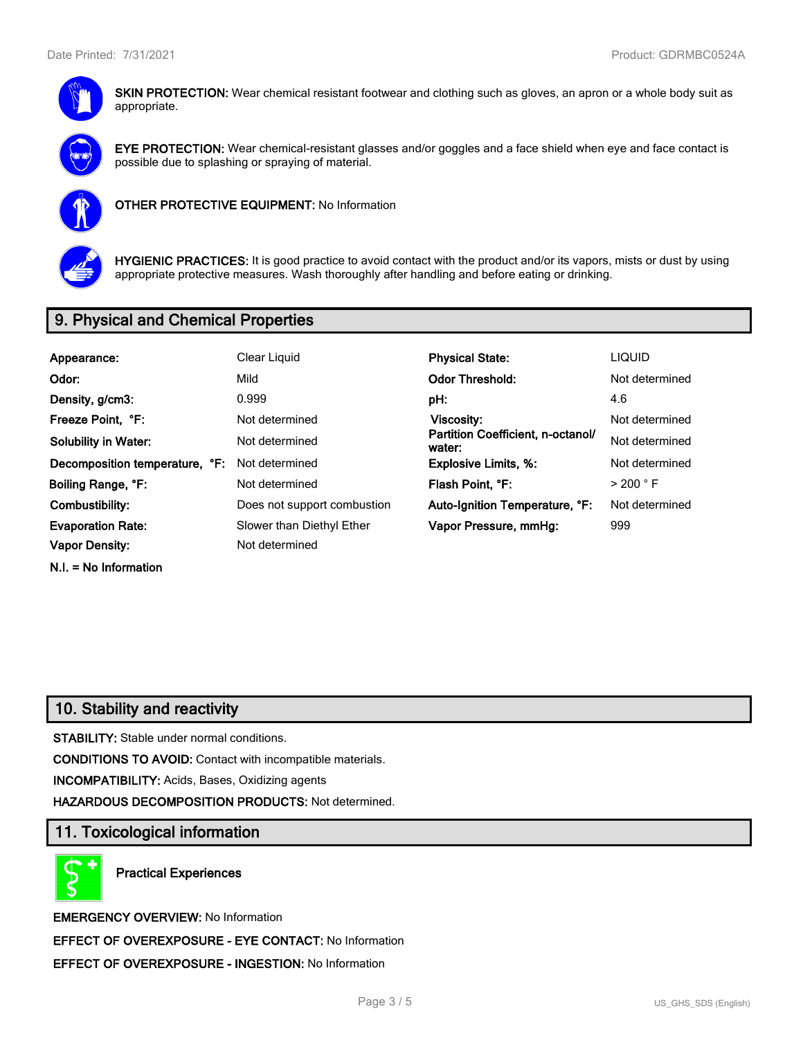**SKIN PROTECTION:** Wear chemical resistant footwear and clothing such as gloves, an apron or a whole body suit as appropriate.

**EYE PROTECTION:** Wear chemical-resistant glasses and/or goggles and a face shield when eye and face contact is possible due to splashing or spraying of material.

**OTHER PROTECTIVE EQUIPMENT:** No Information

**HYGIENIC PRACTICES:** It is good practice to avoid contact with the product and/or its vapors, mists or dust by using appropriate protective measures. Wash thoroughly after handling and before eating or drinking.

## 9. Physical and Chemical Properties

| | | | |
|---|---|---|---|
| **Appearance:** | Clear Liquid | **Physical State:** | LIQUID |
| **Odor:** | Mild | **Odor Threshold:** | Not determined |
| **Density, g/cm3:** | 0.999 | **pH:** | 4.6 |
| **Freeze Point, °F:** | Not determined | **Viscosity:** | Not determined |
| **Solubility in Water:** | Not determined | **Partition Coefficient, n-octanol/ water:** | Not determined |
| **Decomposition temperature, °F:** | Not determined | **Explosive Limits, %:** | Not determined |
| **Boiling Range, °F:** | Not determined | **Flash Point, °F:** | > 200 ° F |
| **Combustibility:** | Does not support combustion | **Auto-Ignition Temperature, °F:** | Not determined |
| **Evaporation Rate:** | Slower than Diethyl Ether | **Vapor Pressure, mmHg:** | 999 |
| **Vapor Density:** | Not determined | | |

**N.I. = No Information**

## 10. Stability and reactivity

**STABILITY:** Stable under normal conditions.

**CONDITIONS TO AVOID:** Contact with incompatible materials.

**INCOMPATIBILITY:** Acids, Bases, Oxidizing agents

**HAZARDOUS DECOMPOSITION PRODUCTS:** Not determined.

## 11. Toxicological information

**Practical Experiences**

**EMERGENCY OVERVIEW:** No Information

**EFFECT OF OVEREXPOSURE - EYE CONTACT:** No Information

**EFFECT OF OVEREXPOSURE - INGESTION:** No Information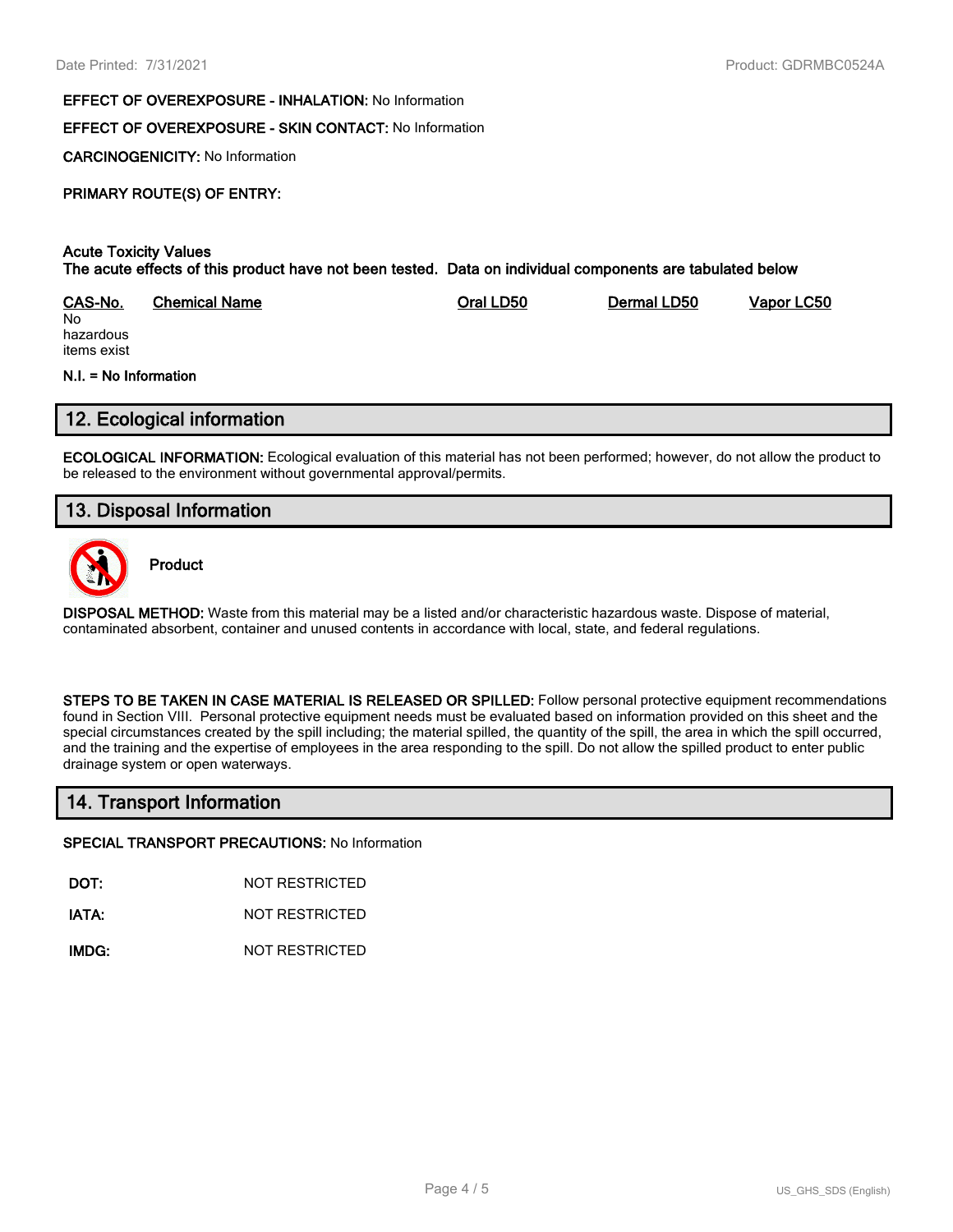**EFFECT OF OVEREXPOSURE - INHALATION:** No Information

**EFFECT OF OVEREXPOSURE - SKIN CONTACT:** No Information

**CARCINOGENICITY:** No Information

**PRIMARY ROUTE(S) OF ENTRY:**

**Acute Toxicity Values**
**The acute effects of this product have not been tested. Data on individual components are tabulated below**

| CAS-No. | Chemical Name | Oral LD50 | Dermal LD50 | Vapor LC50 |
|---|---|---|---|---|
| No hazardous items exist | | | | |

**N.I. = No Information**

## 12. Ecological information

**ECOLOGICAL INFORMATION:** Ecological evaluation of this material has not been performed; however, do not allow the product to be released to the environment without governmental approval/permits.

## 13. Disposal Information

**Product**

**DISPOSAL METHOD:** Waste from this material may be a listed and/or characteristic hazardous waste. Dispose of material, contaminated absorbent, container and unused contents in accordance with local, state, and federal regulations.

**STEPS TO BE TAKEN IN CASE MATERIAL IS RELEASED OR SPILLED:** Follow personal protective equipment recommendations found in Section VIII. Personal protective equipment needs must be evaluated based on information provided on this sheet and the special circumstances created by the spill including; the material spilled, the quantity of the spill, the area in which the spill occurred, and the training and the expertise of employees in the area responding to the spill. Do not allow the spilled product to enter public drainage system or open waterways.

## 14. Transport Information

**SPECIAL TRANSPORT PRECAUTIONS:** No Information

| | |
|---|---|
| **DOT:** | NOT RESTRICTED |
| **IATA:** | NOT RESTRICTED |
| **IMDG:** | NOT RESTRICTED |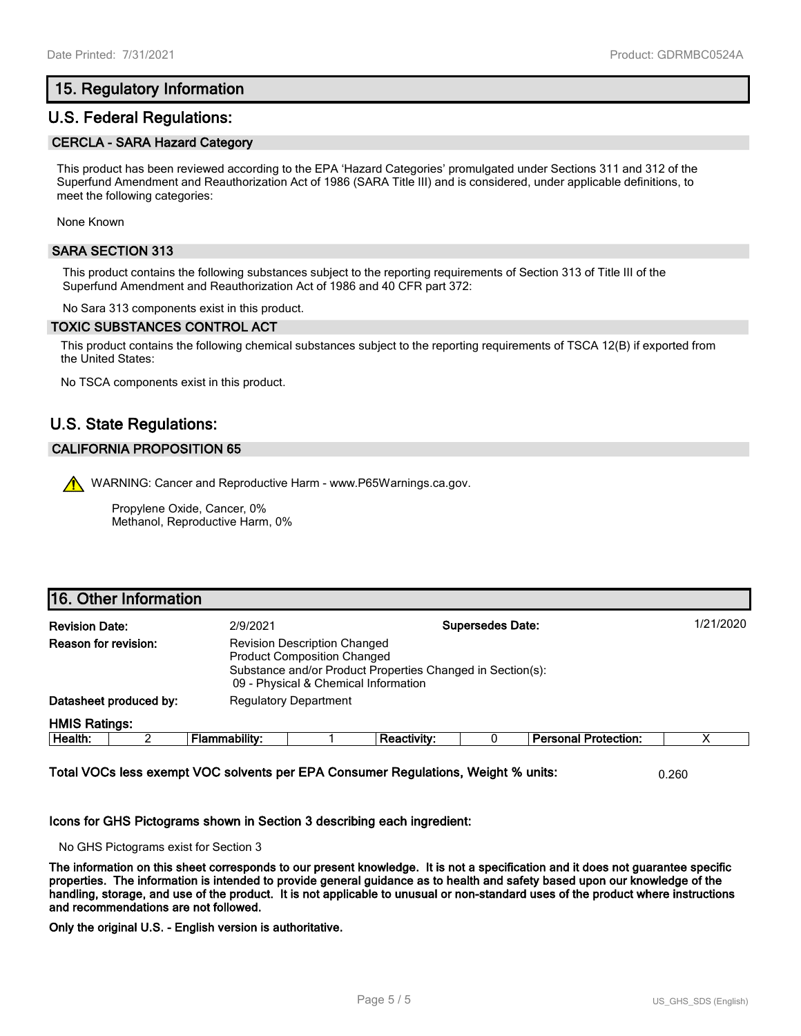## 15. Regulatory Information

## U.S. Federal Regulations:

### CERCLA - SARA Hazard Category

This product has been reviewed according to the EPA 'Hazard Categories' promulgated under Sections 311 and 312 of the Superfund Amendment and Reauthorization Act of 1986 (SARA Title III) and is considered, under applicable definitions, to meet the following categories:

None Known

### SARA SECTION 313

This product contains the following substances subject to the reporting requirements of Section 313 of Title III of the Superfund Amendment and Reauthorization Act of 1986 and 40 CFR part 372:

No Sara 313 components exist in this product.

### TOXIC SUBSTANCES CONTROL ACT

This product contains the following chemical substances subject to the reporting requirements of TSCA 12(B) if exported from the United States:

No TSCA components exist in this product.

## U.S. State Regulations:

### CALIFORNIA PROPOSITION 65

WARNING: Cancer and Reproductive Harm - www.P65Warnings.ca.gov.

Propylene Oxide, Cancer, 0%
Methanol, Reproductive Harm, 0%

## 16. Other Information

**Revision Date:** 2/9/2021 **Supersedes Date:** 1/21/2020

**Reason for revision:** Revision Description Changed
Product Composition Changed
Substance and/or Product Properties Changed in Section(s):
09 - Physical & Chemical Information

**Datasheet produced by:** Regulatory Department

**HMIS Ratings:**

| | | | | | | | |
|---|---|---|---|---|---|---|---|
| **Health:** | 2 | **Flammability:** | 1 | **Reactivity:** | 0 | **Personal Protection:** | X |

**Total VOCs less exempt VOC solvents per EPA Consumer Regulations, Weight % units:** 0.260

**Icons for GHS Pictograms shown in Section 3 describing each ingredient:**

No GHS Pictograms exist for Section 3

**The information on this sheet corresponds to our present knowledge. It is not a specification and it does not guarantee specific properties. The information is intended to provide general guidance as to health and safety based upon our knowledge of the handling, storage, and use of the product. It is not applicable to unusual or non-standard uses of the product where instructions and recommendations are not followed.**

**Only the original U.S. - English version is authoritative.**